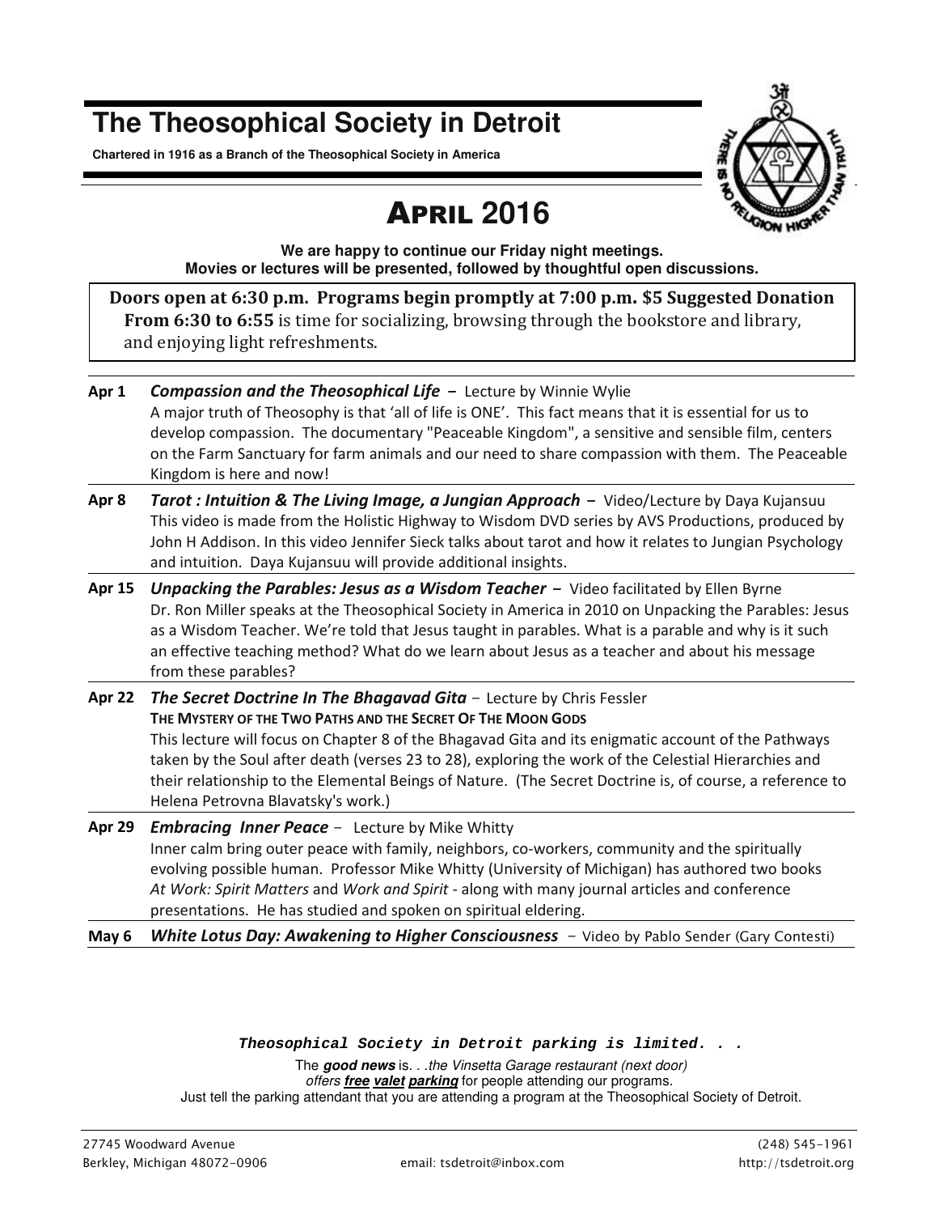# The Theosophical Society in Detroit

**Chartered in 1916 as a Branch of the Theosophical Society in America**

## APRIL 2016

**We are happy to continue our Friday night meetings.**
**Movies or lectures will be presented, followed by thoughtful open discussions.**

**Doors open at 6:30 p.m. Programs begin promptly at 7:00 p.m. $5 Suggested Donation**
**From 6:30 to 6:55** is time for socializing, browsing through the bookstore and library, and enjoying light refreshments.

**Apr 1** ***Compassion and the Theosophical Life*** – Lecture by Winnie Wylie
A major truth of Theosophy is that 'all of life is ONE'. This fact means that it is essential for us to develop compassion. The documentary "Peaceable Kingdom", a sensitive and sensible film, centers on the Farm Sanctuary for farm animals and our need to share compassion with them. The Peaceable Kingdom is here and now!

**Apr 8** ***Tarot : Intuition & The Living Image, a Jungian Approach*** – Video/Lecture by Daya Kujansuu
This video is made from the Holistic Highway to Wisdom DVD series by AVS Productions, produced by John H Addison. In this video Jennifer Sieck talks about tarot and how it relates to Jungian Psychology and intuition. Daya Kujansuu will provide additional insights.

**Apr 15** ***Unpacking the Parables: Jesus as a Wisdom Teacher*** – Video facilitated by Ellen Byrne
Dr. Ron Miller speaks at the Theosophical Society in America in 2010 on Unpacking the Parables: Jesus as a Wisdom Teacher. We're told that Jesus taught in parables. What is a parable and why is it such an effective teaching method? What do we learn about Jesus as a teacher and about his message from these parables?

**Apr 22** ***The Secret Doctrine In The Bhagavad Gita*** – Lecture by Chris Fessler
**THE MYSTERY OF THE TWO PATHS AND THE SECRET OF THE MOON GODS**
This lecture will focus on Chapter 8 of the Bhagavad Gita and its enigmatic account of the Pathways taken by the Soul after death (verses 23 to 28), exploring the work of the Celestial Hierarchies and their relationship to the Elemental Beings of Nature. (The Secret Doctrine is, of course, a reference to Helena Petrovna Blavatsky's work.)

**Apr 29** ***Embracing Inner Peace*** – Lecture by Mike Whitty
Inner calm bring outer peace with family, neighbors, co-workers, community and the spiritually evolving possible human. Professor Mike Whitty (University of Michigan) has authored two books *At Work: Spirit Matters* and *Work and Spirit* - along with many journal articles and conference presentations. He has studied and spoken on spiritual eldering.

**May 6** ***White Lotus Day: Awakening to Higher Consciousness*** – Video by Pablo Sender (Gary Contesti)

***Theosophical Society in Detroit parking is limited. . .***

The ***good news*** is. . .*the Vinsetta Garage restaurant (next door) offers **free valet parking** for people attending our programs.*
Just tell the parking attendant that you are attending a program at the Theosophical Society of Detroit.

27745 Woodward Avenue
Berkley, Michigan 48072-0906
email: tsdetroit@inbox.com
(248) 545-1961
http://tsdetroit.org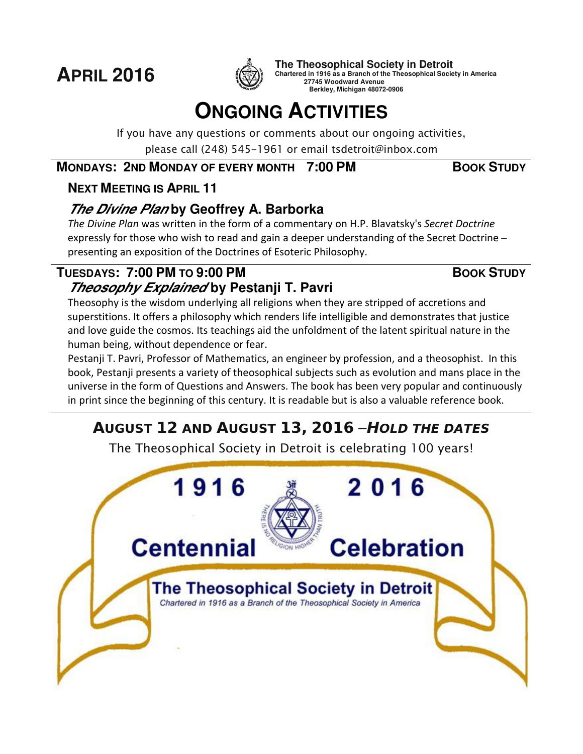**APRIL 2016**

**The Theosophical Society in Detroit**
**Chartered in 1916 as a Branch of the Theosophical Society in America**
**27745 Woodward Avenue**
**Berkley, Michigan 48072-0906**

# ONGOING ACTIVITIES

If you have any questions or comments about our ongoing activities, please call (248) 545-1961 or email tsdetroit@inbox.com

## MONDAYS: 2ND MONDAY OF EVERY MONTH 7:00 PM — BOOK STUDY

**NEXT MEETING IS APRIL 11**

### *The Divine Plan* by Geoffrey A. Barborka

*The Divine Plan* was written in the form of a commentary on H.P. Blavatsky's *Secret Doctrine* expressly for those who wish to read and gain a deeper understanding of the Secret Doctrine – presenting an exposition of the Doctrines of Esoteric Philosophy.

## TUESDAYS: 7:00 PM TO 9:00 PM — BOOK STUDY

### *Theosophy Explained* by Pestanji T. Pavri

Theosophy is the wisdom underlying all religions when they are stripped of accretions and superstitions. It offers a philosophy which renders life intelligible and demonstrates that justice and love guide the cosmos. Its teachings aid the unfoldment of the latent spiritual nature in the human being, without dependence or fear.

Pestanji T. Pavri, Professor of Mathematics, an engineer by profession, and a theosophist. In this book, Pestanji presents a variety of theosophical subjects such as evolution and mans place in the universe in the form of Questions and Answers. The book has been very popular and continuously in print since the beginning of this century. It is readable but is also a valuable reference book.

## AUGUST 12 AND AUGUST 13, 2016 –*HOLD THE DATES*

The Theosophical Society in Detroit is celebrating 100 years!

1916 2016

**Centennial Celebration**

**The Theosophical Society in Detroit**

*Chartered in 1916 as a Branch of the Theosophical Society in America*